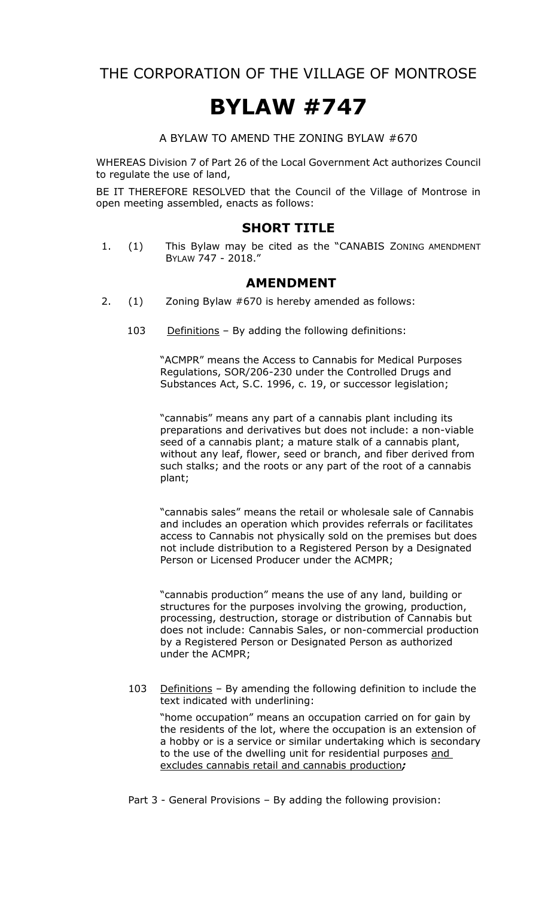THE CORPORATION OF THE VILLAGE OF MONTROSE

# BYLAW #747

A BYLAW TO AMEND THE ZONING BYLAW #670

WHEREAS Division 7 of Part 26 of the Local Government Act authorizes Council to regulate the use of land,

BE IT THEREFORE RESOLVED that the Council of the Village of Montrose in open meeting assembled, enacts as follows:

## SHORT TITLE

1. (1) This Bylaw may be cited as the "CANABIS ZONING AMENDMENT BYLAW 747 - 2018."

## AMENDMENT

2. (1) Zoning Bylaw #670 is hereby amended as follows:

103 Definitions – By adding the following definitions:

"ACMPR" means the Access to Cannabis for Medical Purposes Regulations, SOR/206-230 under the Controlled Drugs and Substances Act, S.C. 1996, c. 19, or successor legislation;

"cannabis" means any part of a cannabis plant including its preparations and derivatives but does not include: a non-viable seed of a cannabis plant; a mature stalk of a cannabis plant, without any leaf, flower, seed or branch, and fiber derived from such stalks; and the roots or any part of the root of a cannabis plant;

"cannabis sales" means the retail or wholesale sale of Cannabis and includes an operation which provides referrals or facilitates access to Cannabis not physically sold on the premises but does not include distribution to a Registered Person by a Designated Person or Licensed Producer under the ACMPR;

"cannabis production" means the use of any land, building or structures for the purposes involving the growing, production, processing, destruction, storage or distribution of Cannabis but does not include: Cannabis Sales, or non-commercial production by a Registered Person or Designated Person as authorized under the ACMPR;

103 Definitions – By amending the following definition to include the text indicated with underlining:

"home occupation" means an occupation carried on for gain by the residents of the lot, where the occupation is an extension of a hobby or is a service or similar undertaking which is secondary to the use of the dwelling unit for residential purposes <u>and excludes cannabis retail and cannabis production</u>*;*

Part 3 - General Provisions – By adding the following provision: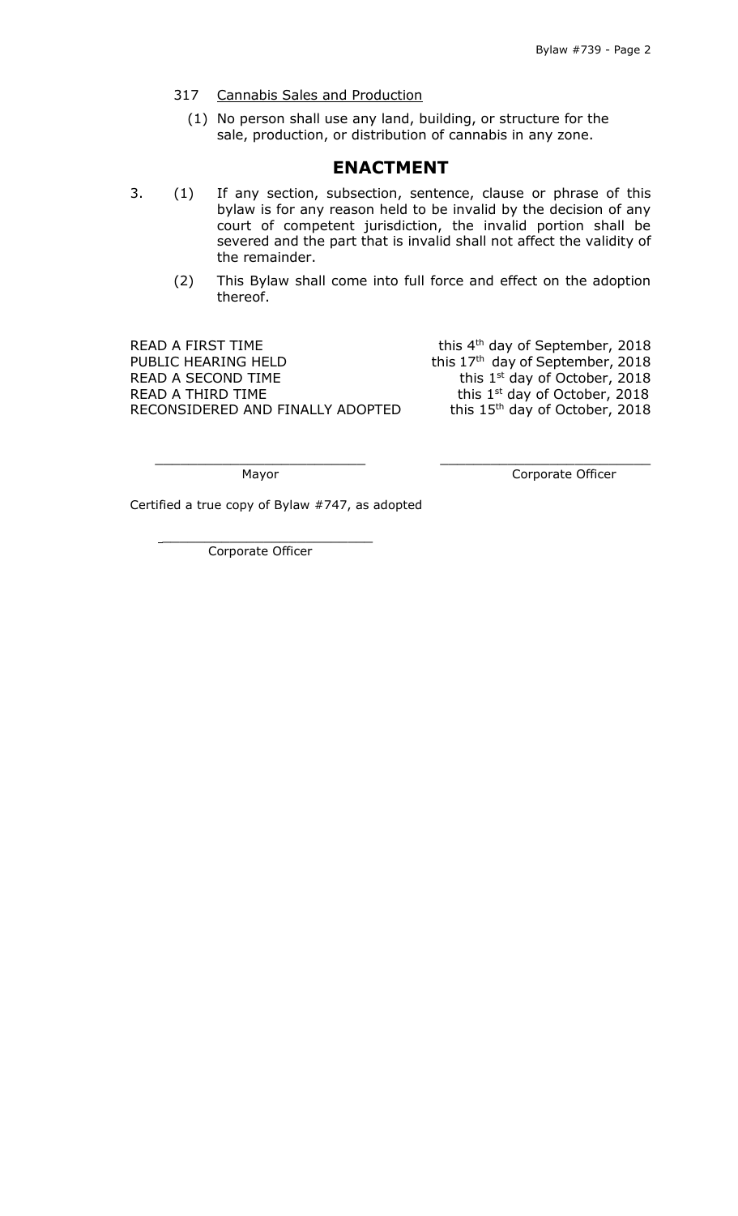317 Cannabis Sales and Production

(1) No person shall use any land, building, or structure for the sale, production, or distribution of cannabis in any zone.

## ENACTMENT

3. (1) If any section, subsection, sentence, clause or phrase of this bylaw is for any reason held to be invalid by the decision of any court of competent jurisdiction, the invalid portion shall be severed and the part that is invalid shall not affect the validity of the remainder.

(2) This Bylaw shall come into full force and effect on the adoption thereof.

| | |
|---|---|
| READ A FIRST TIME | this 4th day of September, 2018 |
| PUBLIC HEARING HELD | this 17th day of September, 2018 |
| READ A SECOND TIME | this 1st day of October, 2018 |
| READ A THIRD TIME | this 1st day of October, 2018 |
| RECONSIDERED AND FINALLY ADOPTED | this 15th day of October, 2018 |

\_\_\_\_\_\_\_\_\_\_\_\_\_\_\_\_\_\_\_\_\_\_\_\_\_\_\_ \_\_\_\_\_\_\_\_\_\_\_\_\_\_\_\_\_\_\_\_\_\_\_\_\_\_\_

Mayor Corporate Officer

Certified a true copy of Bylaw #747, as adopted

\_\_\_\_\_\_\_\_\_\_\_\_\_\_\_\_\_\_\_\_\_\_\_\_\_\_\_

Corporate Officer